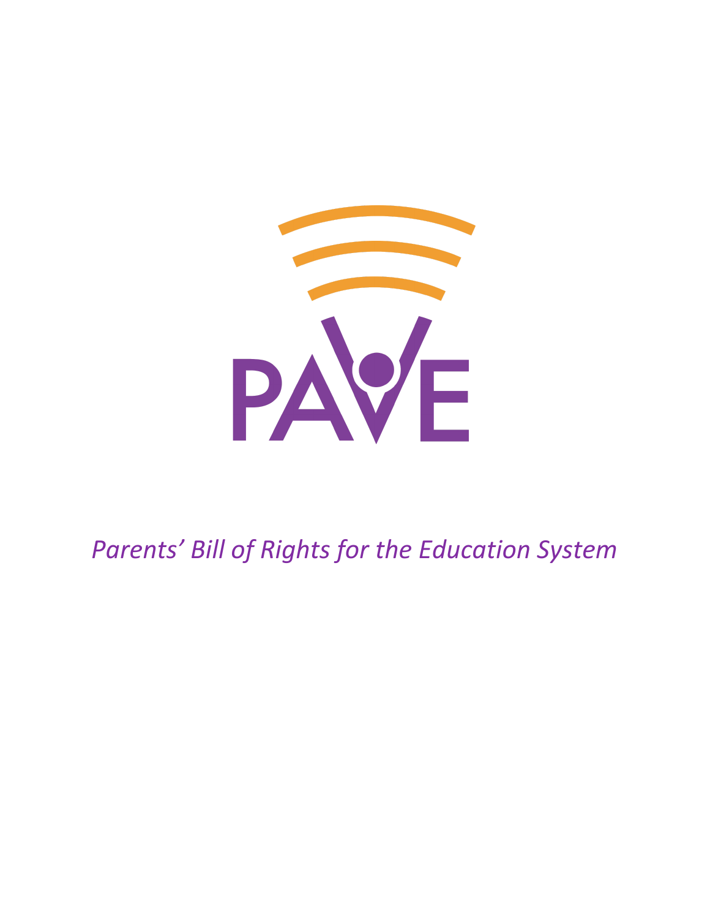PAVE

*Parents' Bill of Rights for the Education System*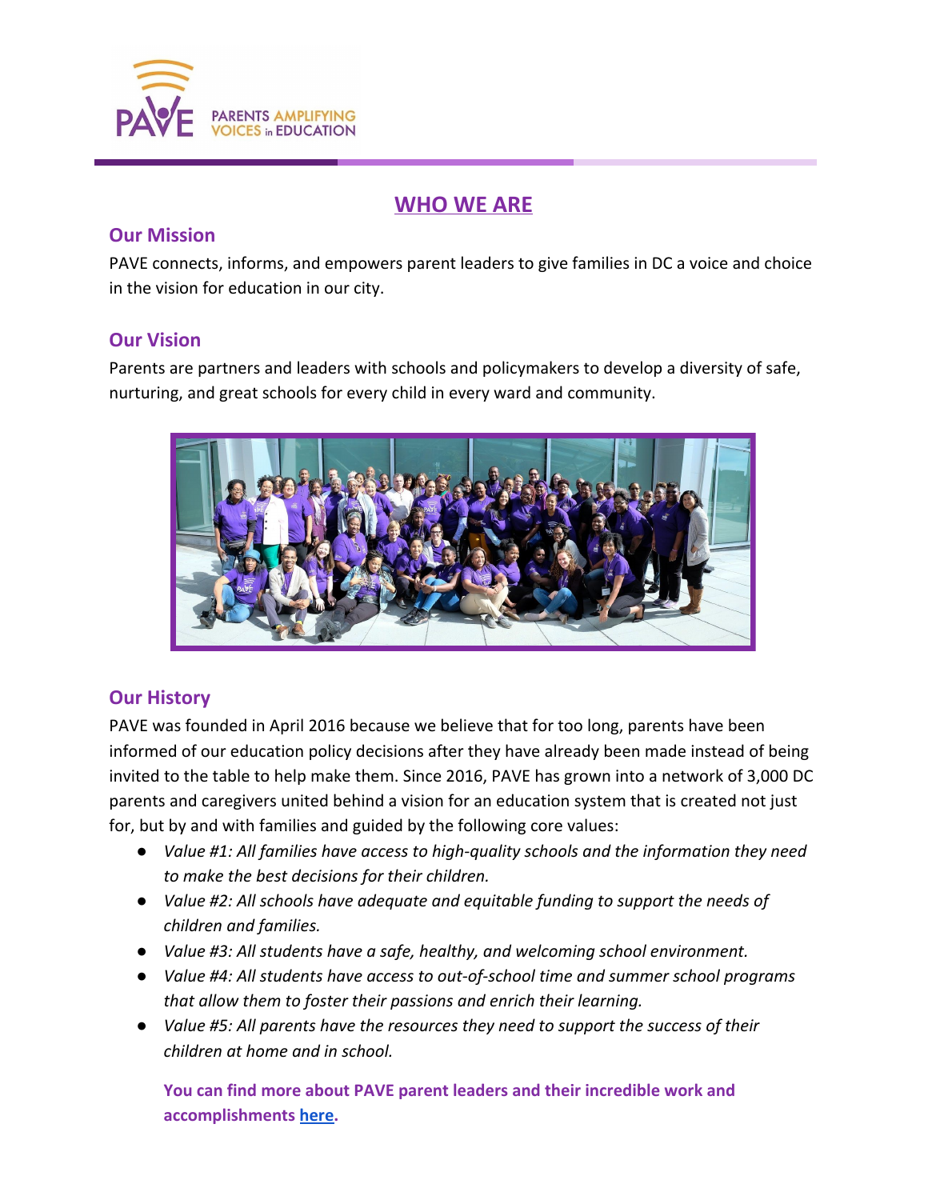PAVE PARENTS AMPLIFYING VOICES in EDUCATION

# WHO WE ARE

## Our Mission

PAVE connects, informs, and empowers parent leaders to give families in DC a voice and choice in the vision for education in our city.

## Our Vision

Parents are partners and leaders with schools and policymakers to develop a diversity of safe, nurturing, and great schools for every child in every ward and community.

## Our History

PAVE was founded in April 2016 because we believe that for too long, parents have been informed of our education policy decisions after they have already been made instead of being invited to the table to help make them. Since 2016, PAVE has grown into a network of 3,000 DC parents and caregivers united behind a vision for an education system that is created not just for, but by and with families and guided by the following core values:

- *Value #1: All families have access to high-quality schools and the information they need to make the best decisions for their children.*
- *Value #2: All schools have adequate and equitable funding to support the needs of children and families.*
- *Value #3: All students have a safe, healthy, and welcoming school environment.*
- *Value #4: All students have access to out-of-school time and summer school programs that allow them to foster their passions and enrich their learning.*
- *Value #5: All parents have the resources they need to support the success of their children at home and in school.*

**You can find more about PAVE parent leaders and their incredible work and accomplishments [here](#).**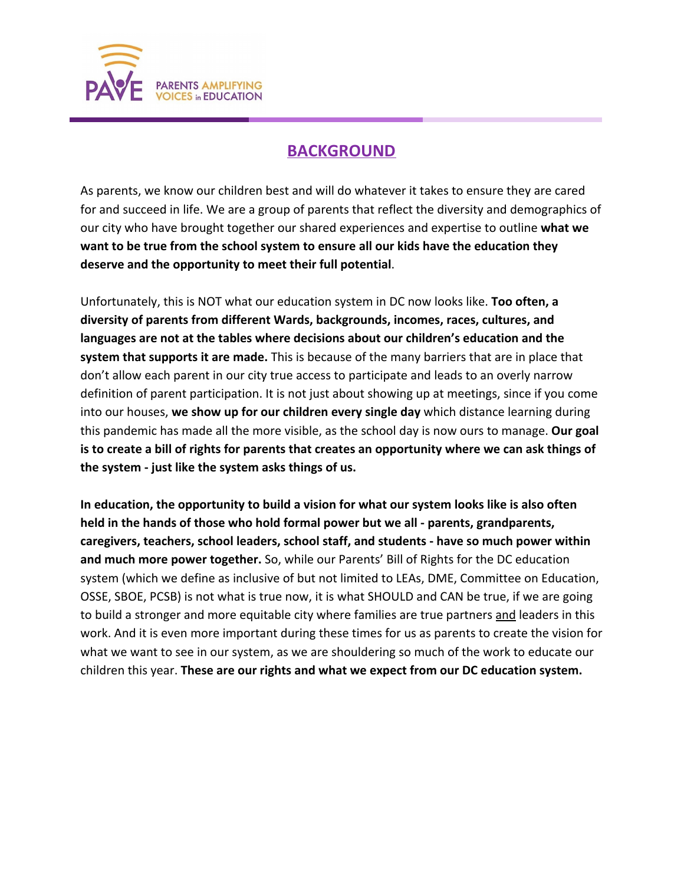## BACKGROUND

As parents, we know our children best and will do whatever it takes to ensure they are cared for and succeed in life. We are a group of parents that reflect the diversity and demographics of our city who have brought together our shared experiences and expertise to outline **what we want to be true from the school system to ensure all our kids have the education they deserve and the opportunity to meet their full potential**.

Unfortunately, this is NOT what our education system in DC now looks like. **Too often, a diversity of parents from different Wards, backgrounds, incomes, races, cultures, and languages are not at the tables where decisions about our children's education and the system that supports it are made.** This is because of the many barriers that are in place that don't allow each parent in our city true access to participate and leads to an overly narrow definition of parent participation. It is not just about showing up at meetings, since if you come into our houses, **we show up for our children every single day** which distance learning during this pandemic has made all the more visible, as the school day is now ours to manage. **Our goal is to create a bill of rights for parents that creates an opportunity where we can ask things of the system - just like the system asks things of us.**

**In education, the opportunity to build a vision for what our system looks like is also often held in the hands of those who hold formal power but we all - parents, grandparents, caregivers, teachers, school leaders, school staff, and students - have so much power within and much more power together.** So, while our Parents' Bill of Rights for the DC education system (which we define as inclusive of but not limited to LEAs, DME, Committee on Education, OSSE, SBOE, PCSB) is not what is true now, it is what SHOULD and CAN be true, if we are going to build a stronger and more equitable city where families are true partners <u>and</u> leaders in this work. And it is even more important during these times for us as parents to create the vision for what we want to see in our system, as we are shouldering so much of the work to educate our children this year. **These are our rights and what we expect from our DC education system.**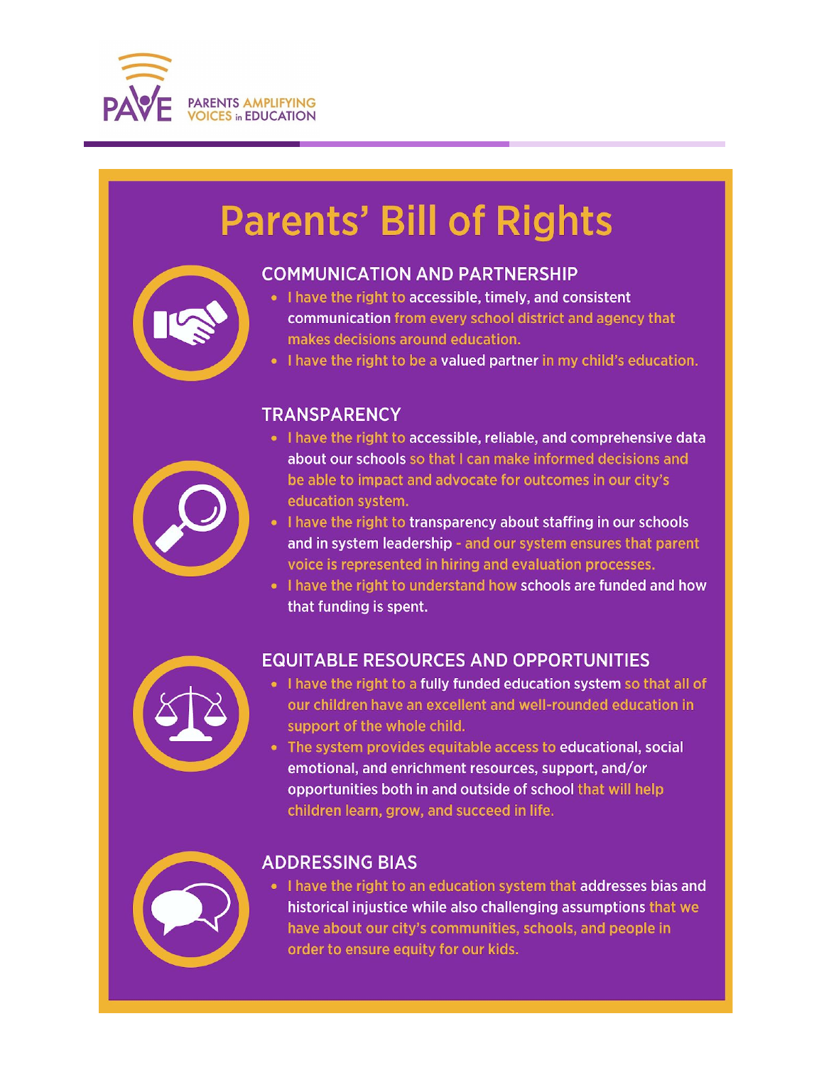PAVE PARENTS AMPLIFYING VOICES in EDUCATION

# Parents' Bill of Rights

## COMMUNICATION AND PARTNERSHIP

- I have the right to accessible, timely, and consistent communication from every school district and agency that makes decisions around education.
- I have the right to be a valued partner in my child's education.

## TRANSPARENCY

- I have the right to accessible, reliable, and comprehensive data about our schools so that I can make informed decisions and be able to impact and advocate for outcomes in our city's education system.
- I have the right to transparency about staffing in our schools and in system leadership - and our system ensures that parent voice is represented in hiring and evaluation processes.
- I have the right to understand how schools are funded and how that funding is spent.

## EQUITABLE RESOURCES AND OPPORTUNITIES

- I have the right to a fully funded education system so that all of our children have an excellent and well-rounded education in support of the whole child.
- The system provides equitable access to educational, social emotional, and enrichment resources, support, and/or opportunities both in and outside of school that will help children learn, grow, and succeed in life.

## ADDRESSING BIAS

- I have the right to an education system that addresses bias and historical injustice while also challenging assumptions that we have about our city's communities, schools, and people in order to ensure equity for our kids.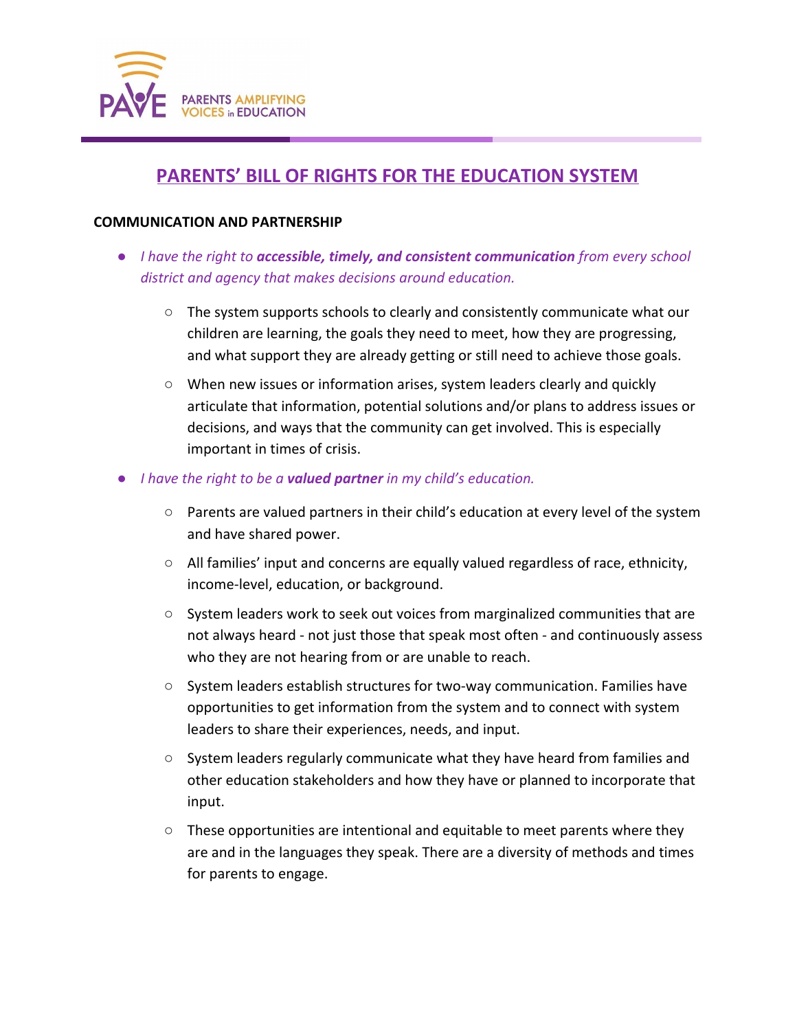# PARENTS' BILL OF RIGHTS FOR THE EDUCATION SYSTEM

**COMMUNICATION AND PARTNERSHIP**

- *I have the right to **accessible, timely, and consistent communication** from every school district and agency that makes decisions around education.*
  - The system supports schools to clearly and consistently communicate what our children are learning, the goals they need to meet, how they are progressing, and what support they are already getting or still need to achieve those goals.
  - When new issues or information arises, system leaders clearly and quickly articulate that information, potential solutions and/or plans to address issues or decisions, and ways that the community can get involved. This is especially important in times of crisis.
- *I have the right to be a **valued partner** in my child's education.*
  - Parents are valued partners in their child's education at every level of the system and have shared power.
  - All families' input and concerns are equally valued regardless of race, ethnicity, income-level, education, or background.
  - System leaders work to seek out voices from marginalized communities that are not always heard - not just those that speak most often - and continuously assess who they are not hearing from or are unable to reach.
  - System leaders establish structures for two-way communication. Families have opportunities to get information from the system and to connect with system leaders to share their experiences, needs, and input.
  - System leaders regularly communicate what they have heard from families and other education stakeholders and how they have or planned to incorporate that input.
  - These opportunities are intentional and equitable to meet parents where they are and in the languages they speak. There are a diversity of methods and times for parents to engage.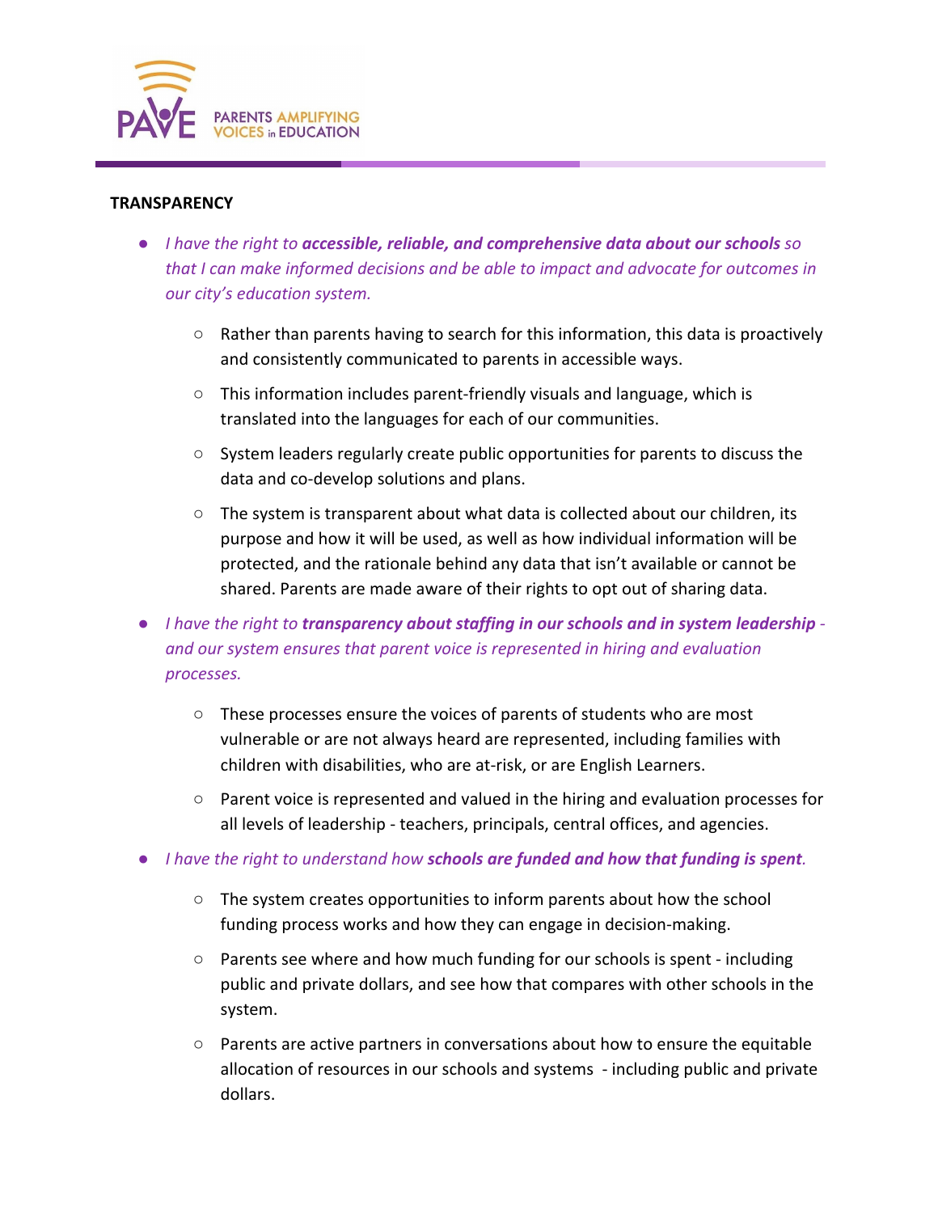## TRANSPARENCY

- *I have the right to **accessible, reliable, and comprehensive data about our schools** so that I can make informed decisions and be able to impact and advocate for outcomes in our city's education system.*
  - Rather than parents having to search for this information, this data is proactively and consistently communicated to parents in accessible ways.
  - This information includes parent-friendly visuals and language, which is translated into the languages for each of our communities.
  - System leaders regularly create public opportunities for parents to discuss the data and co-develop solutions and plans.
  - The system is transparent about what data is collected about our children, its purpose and how it will be used, as well as how individual information will be protected, and the rationale behind any data that isn't available or cannot be shared. Parents are made aware of their rights to opt out of sharing data.
- *I have the right to **transparency about staffing in our schools and in system leadership** - and our system ensures that parent voice is represented in hiring and evaluation processes.*
  - These processes ensure the voices of parents of students who are most vulnerable or are not always heard are represented, including families with children with disabilities, who are at-risk, or are English Learners.
  - Parent voice is represented and valued in the hiring and evaluation processes for all levels of leadership - teachers, principals, central offices, and agencies.
- *I have the right to understand how **schools are funded and how that funding is spent**.*
  - The system creates opportunities to inform parents about how the school funding process works and how they can engage in decision-making.
  - Parents see where and how much funding for our schools is spent - including public and private dollars, and see how that compares with other schools in the system.
  - Parents are active partners in conversations about how to ensure the equitable allocation of resources in our schools and systems - including public and private dollars.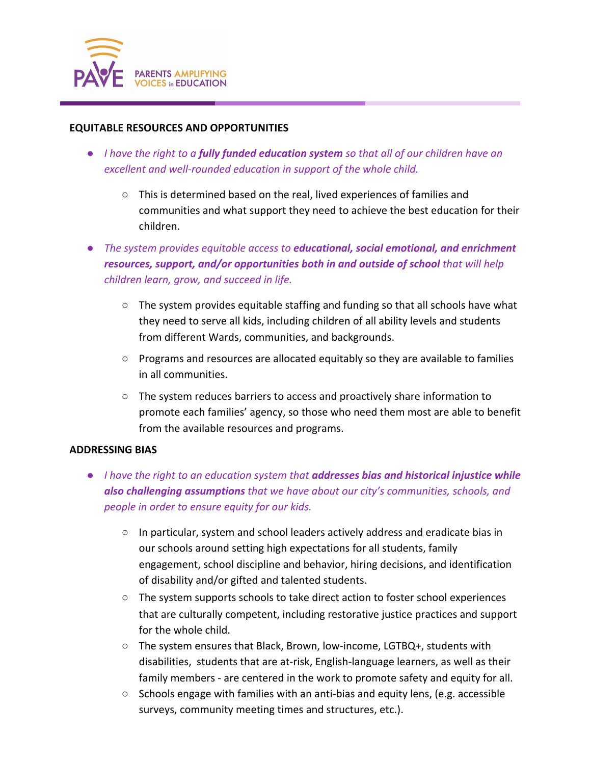PAVE PARENTS AMPLIFYING VOICES in EDUCATION

**EQUITABLE RESOURCES AND OPPORTUNITIES**

- *I have the right to a **fully funded education system** so that all of our children have an excellent and well-rounded education in support of the whole child.*
  - This is determined based on the real, lived experiences of families and communities and what support they need to achieve the best education for their children.
- *The system provides equitable access to **educational, social emotional, and enrichment resources, support, and/or opportunities both in and outside of school** that will help children learn, grow, and succeed in life.*
  - The system provides equitable staffing and funding so that all schools have what they need to serve all kids, including children of all ability levels and students from different Wards, communities, and backgrounds.
  - Programs and resources are allocated equitably so they are available to families in all communities.
  - The system reduces barriers to access and proactively share information to promote each families' agency, so those who need them most are able to benefit from the available resources and programs.

**ADDRESSING BIAS**

- *I have the right to an education system that **addresses bias and historical injustice while also challenging assumptions** that we have about our city's communities, schools, and people in order to ensure equity for our kids.*
  - In particular, system and school leaders actively address and eradicate bias in our schools around setting high expectations for all students, family engagement, school discipline and behavior, hiring decisions, and identification of disability and/or gifted and talented students.
  - The system supports schools to take direct action to foster school experiences that are culturally competent, including restorative justice practices and support for the whole child.
  - The system ensures that Black, Brown, low-income, LGTBQ+, students with disabilities, students that are at-risk, English-language learners, as well as their family members - are centered in the work to promote safety and equity for all.
  - Schools engage with families with an anti-bias and equity lens, (e.g. accessible surveys, community meeting times and structures, etc.).